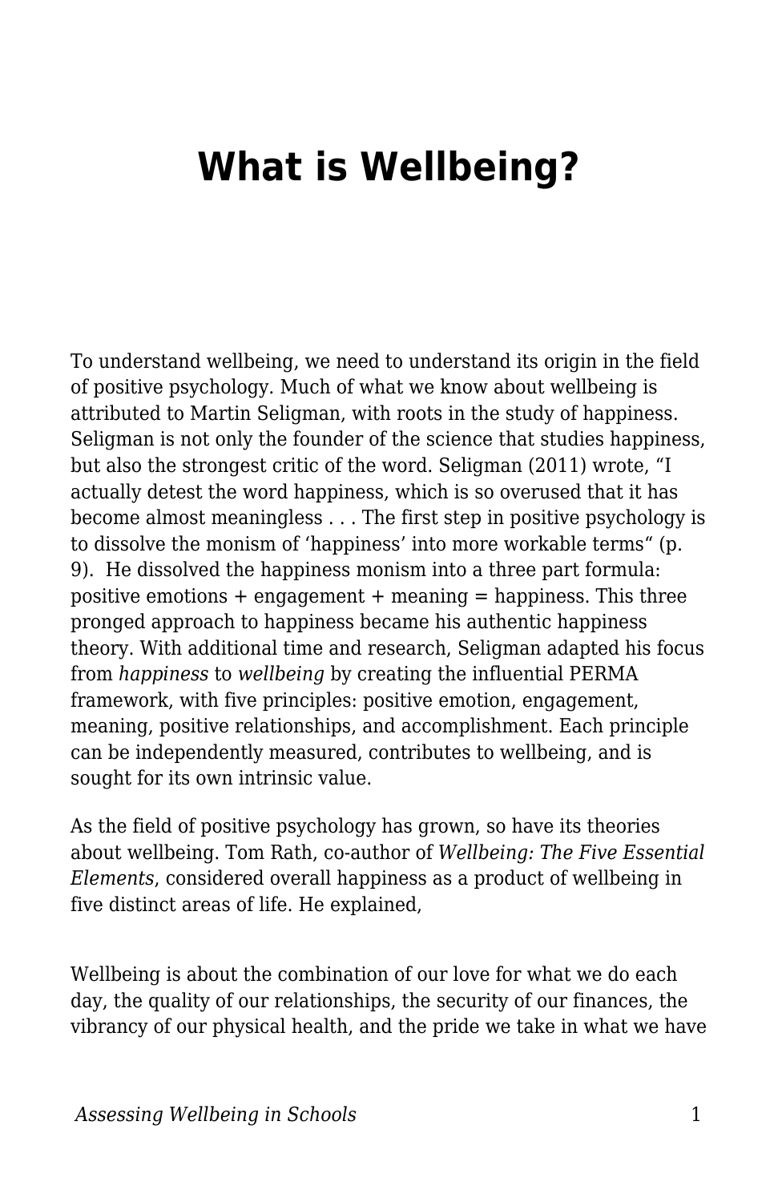# What is Wellbeing?

To understand wellbeing, we need to understand its origin in the field of positive psychology. Much of what we know about wellbeing is attributed to Martin Seligman, with roots in the study of happiness. Seligman is not only the founder of the science that studies happiness, but also the strongest critic of the word. Seligman (2011) wrote, "I actually detest the word happiness, which is so overused that it has become almost meaningless . . . The first step in positive psychology is to dissolve the monism of 'happiness' into more workable terms" (p. 9). He dissolved the happiness monism into a three part formula: positive emotions + engagement + meaning = happiness. This three pronged approach to happiness became his authentic happiness theory. With additional time and research, Seligman adapted his focus from *happiness* to *wellbeing* by creating the influential PERMA framework, with five principles: positive emotion, engagement, meaning, positive relationships, and accomplishment. Each principle can be independently measured, contributes to wellbeing, and is sought for its own intrinsic value.

As the field of positive psychology has grown, so have its theories about wellbeing. Tom Rath, co-author of *Wellbeing: The Five Essential Elements*, considered overall happiness as a product of wellbeing in five distinct areas of life. He explained,

> Wellbeing is about the combination of our love for what we do each day, the quality of our relationships, the security of our finances, the vibrancy of our physical health, and the pride we take in what we have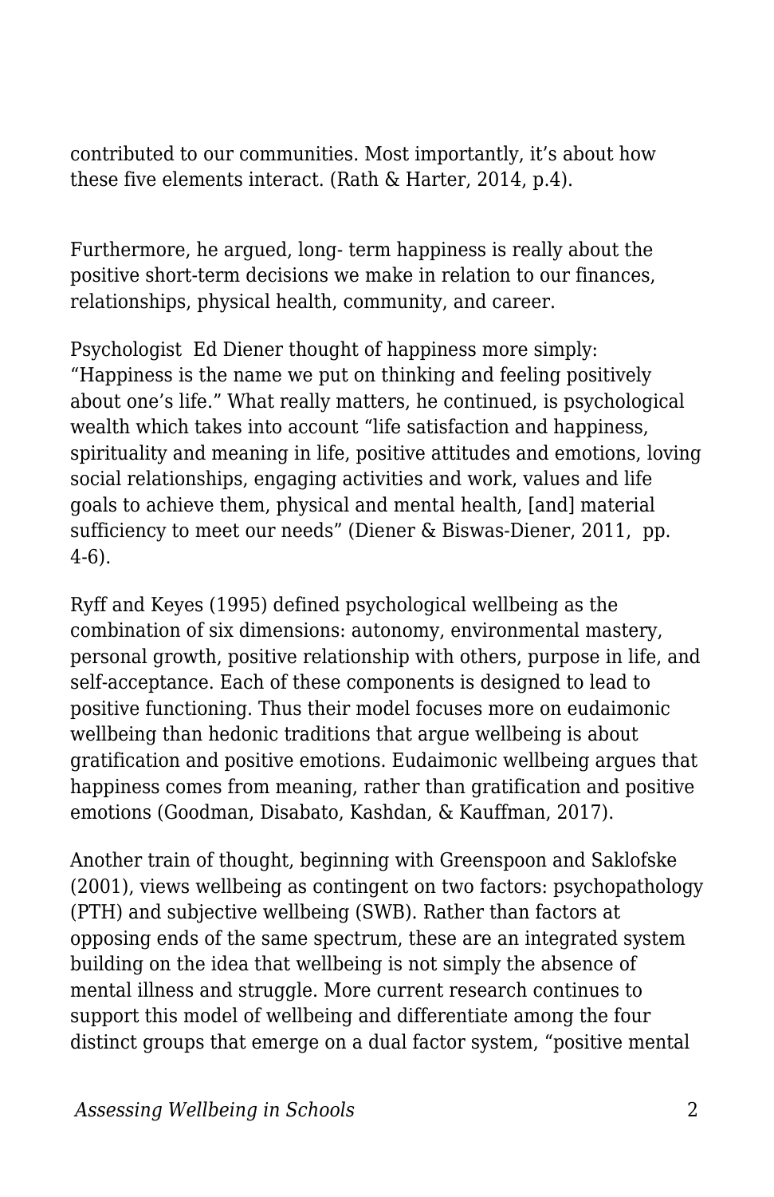contributed to our communities. Most importantly, it's about how these five elements interact. (Rath & Harter, 2014, p.4).

Furthermore, he argued, long- term happiness is really about the positive short-term decisions we make in relation to our finances, relationships, physical health, community, and career.

Psychologist Ed Diener thought of happiness more simply: "Happiness is the name we put on thinking and feeling positively about one's life." What really matters, he continued, is psychological wealth which takes into account "life satisfaction and happiness, spirituality and meaning in life, positive attitudes and emotions, loving social relationships, engaging activities and work, values and life goals to achieve them, physical and mental health, [and] material sufficiency to meet our needs" (Diener & Biswas-Diener, 2011, pp. 4-6).

Ryff and Keyes (1995) defined psychological wellbeing as the combination of six dimensions: autonomy, environmental mastery, personal growth, positive relationship with others, purpose in life, and self-acceptance. Each of these components is designed to lead to positive functioning. Thus their model focuses more on eudaimonic wellbeing than hedonic traditions that argue wellbeing is about gratification and positive emotions. Eudaimonic wellbeing argues that happiness comes from meaning, rather than gratification and positive emotions (Goodman, Disabato, Kashdan, & Kauffman, 2017).

Another train of thought, beginning with Greenspoon and Saklofske (2001), views wellbeing as contingent on two factors: psychopathology (PTH) and subjective wellbeing (SWB). Rather than factors at opposing ends of the same spectrum, these are an integrated system building on the idea that wellbeing is not simply the absence of mental illness and struggle. More current research continues to support this model of wellbeing and differentiate among the four distinct groups that emerge on a dual factor system, "positive mental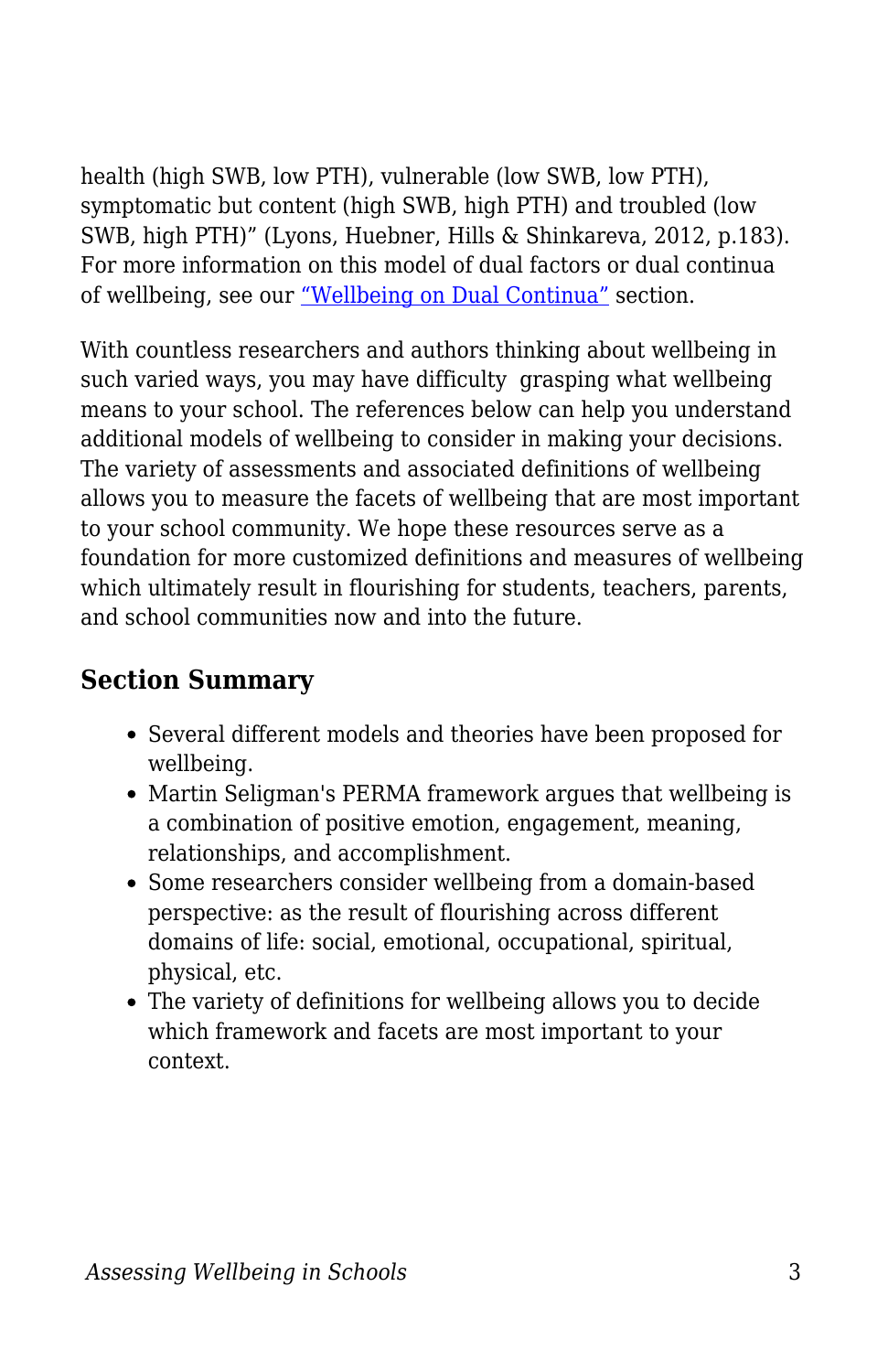health (high SWB, low PTH), vulnerable (low SWB, low PTH), symptomatic but content (high SWB, high PTH) and troubled (low SWB, high PTH)" (Lyons, Huebner, Hills & Shinkareva, 2012, p.183). For more information on this model of dual factors or dual continua of wellbeing, see our "Wellbeing on Dual Continua" section.

With countless researchers and authors thinking about wellbeing in such varied ways, you may have difficulty grasping what wellbeing means to your school. The references below can help you understand additional models of wellbeing to consider in making your decisions. The variety of assessments and associated definitions of wellbeing allows you to measure the facets of wellbeing that are most important to your school community. We hope these resources serve as a foundation for more customized definitions and measures of wellbeing which ultimately result in flourishing for students, teachers, parents, and school communities now and into the future.

### Section Summary

- Several different models and theories have been proposed for wellbeing.
- Martin Seligman's PERMA framework argues that wellbeing is a combination of positive emotion, engagement, meaning, relationships, and accomplishment.
- Some researchers consider wellbeing from a domain-based perspective: as the result of flourishing across different domains of life: social, emotional, occupational, spiritual, physical, etc.
- The variety of definitions for wellbeing allows you to decide which framework and facets are most important to your context.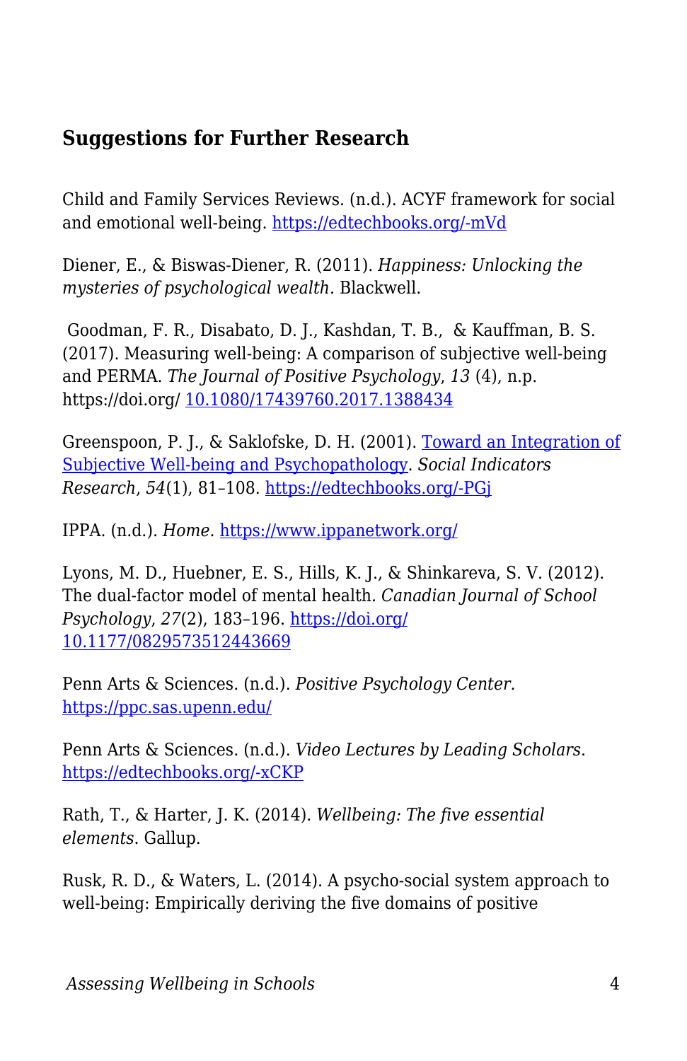## Suggestions for Further Research

Child and Family Services Reviews. (n.d.). ACYF framework for social and emotional well-being. https://edtechbooks.org/-mVd

Diener, E., & Biswas-Diener, R. (2011). *Happiness: Unlocking the mysteries of psychological wealth*. Blackwell.

Goodman, F. R., Disabato, D. J., Kashdan, T. B., & Kauffman, B. S. (2017). Measuring well-being: A comparison of subjective well-being and PERMA. *The Journal of Positive Psychology*, *13* (4), n.p. https://doi.org/ 10.1080/17439760.2017.1388434

Greenspoon, P. J., & Saklofske, D. H. (2001). Toward an Integration of Subjective Well-being and Psychopathology. *Social Indicators Research*, *54*(1), 81–108. https://edtechbooks.org/-PGj

IPPA. (n.d.). *Home*. https://www.ippanetwork.org/

Lyons, M. D., Huebner, E. S., Hills, K. J., & Shinkareva, S. V. (2012). The dual-factor model of mental health. *Canadian Journal of School Psychology*, *27*(2), 183–196. https://doi.org/ 10.1177/0829573512443669

Penn Arts & Sciences. (n.d.). *Positive Psychology Center.* https://ppc.sas.upenn.edu/

Penn Arts & Sciences. (n.d.). *Video Lectures by Leading Scholars*. https://edtechbooks.org/-xCKP

Rath, T., & Harter, J. K. (2014). *Wellbeing: The five essential elements*. Gallup.

Rusk, R. D., & Waters, L. (2014). A psycho-social system approach to well-being: Empirically deriving the five domains of positive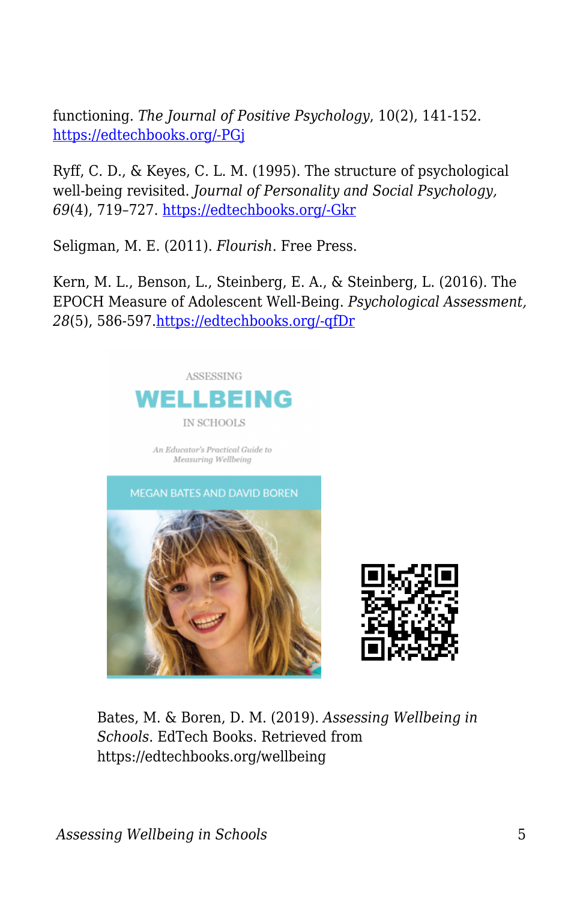functioning. *The Journal of Positive Psychology*, 10(2), 141-152. https://edtechbooks.org/-PGj

Ryff, C. D., & Keyes, C. L. M. (1995). The structure of psychological well-being revisited. *Journal of Personality and Social Psychology, 69*(4), 719–727. https://edtechbooks.org/-Gkr

Seligman, M. E. (2011). *Flourish*. Free Press.

Kern, M. L., Benson, L., Steinberg, E. A., & Steinberg, L. (2016). The EPOCH Measure of Adolescent Well-Being. *Psychological Assessment, 28*(5), 586-597.https://edtechbooks.org/-qfDr

Bates, M. & Boren, D. M. (2019). *Assessing Wellbeing in Schools*. EdTech Books. Retrieved from https://edtechbooks.org/wellbeing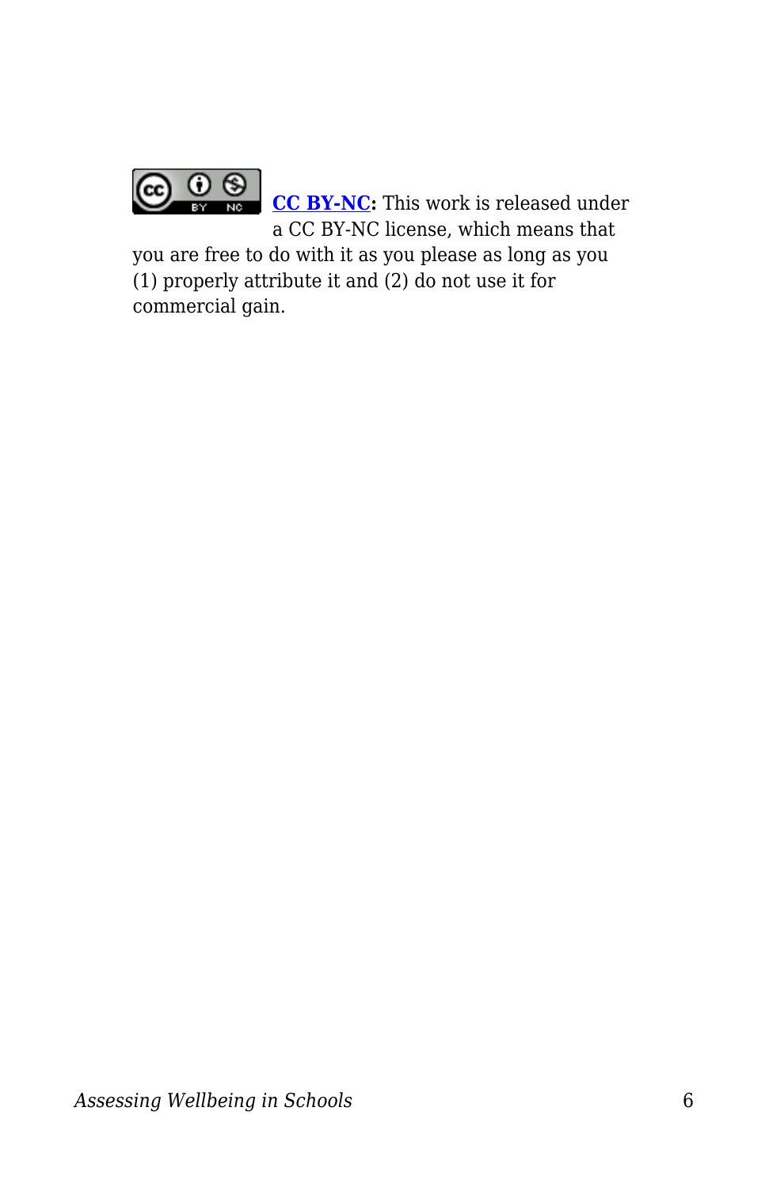**CC BY-NC:** This work is released under a CC BY-NC license, which means that you are free to do with it as you please as long as you (1) properly attribute it and (2) do not use it for commercial gain.